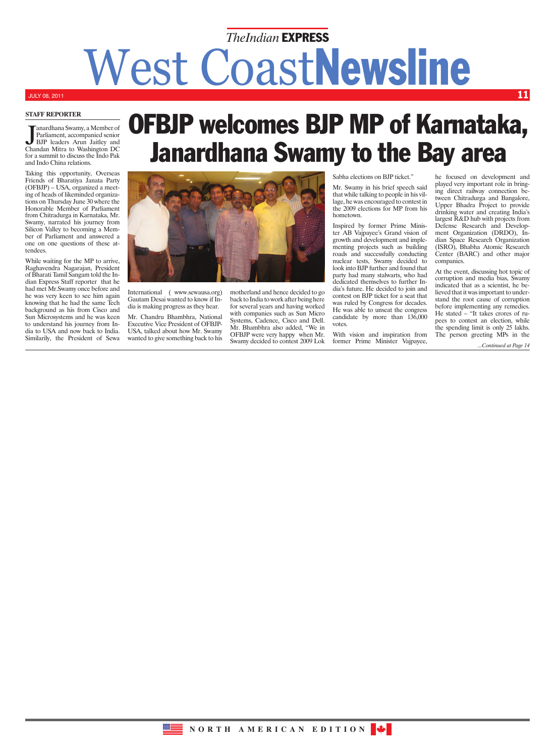# OFBJP welcomes BJP MP of Karnataka, Janardhana Swamy to the Bay area

**STAFF REPORTER**

Janardhana Swamy, a Member of Parliament, accompanied senior BJP leaders Arun Jaitley and Chandan Mitra to Washington DC for a summit to discuss the Indo Pak and Indo China relations.

Taking this opportunity, Overseas Friends of Bharatiya Janata Party (OFBJP) – USA, organized a meeting of heads of likeminded organizations on Thursday June 30 where the Honorable Member of Parliament from Chitradurga in Karnataka, Mr. Swamy, narrated his journey from Silicon Valley to becoming a Member of Parliament and answered a one on one questions of these attendees.

While waiting for the MP to arrive, Raghavendra Nagarajan, President of Bharati Tamil Sangam told the Indian Express Staff reporter that he had met Mr.Swamy once before and he was very keen to see him again knowing that he had the same Tech background as his from Cisco and Sun Microsystems and he was keen to understand his journey from India to USA and now back to India. Similarly, the President of Sewa International ( www.sewausa.org) Gautam Desai wanted to know if India is making progress as they hear.

Mr. Chandru Bhambhra, National Executive Vice President of OFBJP-USA, talked about how Mr. Swamy wanted to give something back to his motherland and hence decided to go back to India to work after being here for several years and having worked with companies such as Sun Micro Systems, Cadence, Cisco and Dell. Mr. Bhambhra also added, "We in OFBJP were very happy when Mr. Swamy decided to contest 2009 Lok Sabha elections on BJP ticket."

Mr. Swamy in his brief speech said that while talking to people in his village, he was encouraged to contest in the 2009 elections for MP from his hometown.

Inspired by former Prime Minister AB Vajpayee's Grand vision of growth and development and implementing projects such as building roads and successfully conducting nuclear tests, Swamy decided to look into BJP further and found that party had many stalwarts, who had dedicated themselves to further India's future. He decided to join and contest on BJP ticket for a seat that was ruled by Congress for decades. He was able to unseat the congress candidate by more than 136,000 votes.

With vision and inspiration from former Prime Minister Vajpayee, he focused on development and played very important role in bringing direct railway connection between Chitradurga and Bangalore, Upper Bhadra Project to provide drinking water and creating India's largest R&D hub with projects from Defense Research and Development Organization (DRDO), Indian Space Research Organization (ISRO), Bhabha Atomic Research Center (BARC) and other major companies.

At the event, discussing hot topic of corruption and media bias, Swamy indicated that as a scientist, he believed that it was important to understand the root cause of corruption before implementing any remedies. He stated – "It takes crores of rupees to contest an election, while the spending limit is only 25 lakhs. The person greeting MPs in the

*...Continued at Page 14*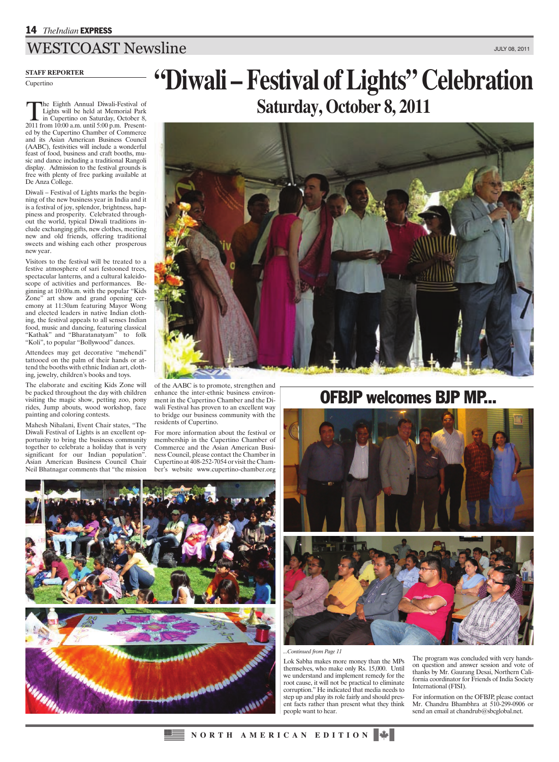# "Diwali – Festival of Lights" Celebration

## Saturday, October 8, 2011

**STAFF REPORTER**
Cupertino

The Eighth Annual Diwali-Festival of Lights will be held at Memorial Park in Cupertino on Saturday, October 8, 2011 from 10:00 a.m. until 5:00 p.m. Presented by the Cupertino Chamber of Commerce and its Asian American Business Council (AABC), festivities will include a wonderful feast of food, business and craft booths, music and dance including a traditional Rangoli display. Admission to the festival grounds is free with plenty of free parking available at De Anza College.

Diwali – Festival of Lights marks the beginning of the new business year in India and it is a festival of joy, splendor, brightness, happiness and prosperity. Celebrated throughout the world, typical Diwali traditions include exchanging gifts, new clothes, meeting new and old friends, offering traditional sweets and wishing each other prosperous new year.

Visitors to the festival will be treated to a festive atmosphere of sari festooned trees, spectacular lanterns, and a cultural kaleidoscope of activities and performances. Beginning at 10:00a.m. with the popular "Kids Zone" art show and grand opening ceremony at 11:30am featuring Mayor Wong and elected leaders in native Indian clothing, the festival appeals to all senses Indian food, music and dancing, featuring classical "Kathak" and "Bharatanatyam" to folk "Koli", to popular "Bollywood" dances.

Attendees may get decorative "mehendi" tattooed on the palm of their hands or attend the booths with ethnic Indian art, clothing, jewelry, children's books and toys.

The elaborate and exciting Kids Zone will be packed throughout the day with children visiting the magic show, petting zoo, pony rides, Jump abouts, wood workshop, face painting and coloring contests.

Mahesh Nihalani, Event Chair states, "The Diwali Festival of Lights is an excellent opportunity to bring the business community together to celebrate a holiday that is very significant for our Indian population". Asian American Business Council Chair Neil Bhatnagar comments that "the mission of the AABC is to promote, strengthen and enhance the inter-ethnic business environment in the Cupertino Chamber and the Diwali Festival has proven to an excellent way to bridge our business community with the residents of Cupertino.

For more information about the festival or membership in the Cupertino Chamber of Commerce and the Asian American Business Council, please contact the Chamber in Cupertino at 408-252-7054 or visit the Chamber's website www.cupertino-chamber.org

# OFBJP welcomes BJP MP...

*...Continued from Page 11*

Lok Sabha makes more money than the MPs themselves, who make only Rs. 15,000. Until we understand and implement remedy for the root cause, it will not be practical to eliminate corruption." He indicated that media needs to step up and play its role fairly and should present facts rather than present what they think people want to hear.

The program was concluded with very hands-on question and answer session and vote of thanks by Mr. Gaurang Desai, Northern California coordinator for Friends of India Society International (FISI).

For information on the OFBJP, please contact Mr. Chandru Bhambhra at 510-299-0906 or send an email at chandrub@sbcglobal.net.